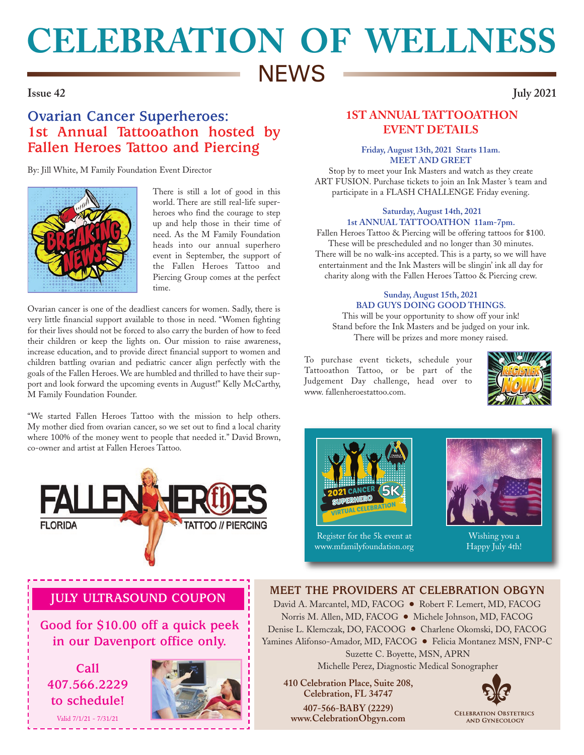# CELEBRATION OF WELLNESS NEWS

**Issue 42** **July 2021**

## Ovarian Cancer Superheroes: 1st Annual Tattooathon hosted by Fallen Heroes Tattoo and Piercing

By: Jill White, M Family Foundation Event Director

There is still a lot of good in this world. There are still real-life superheroes who find the courage to step up and help those in their time of need. As the M Family Foundation heads into our annual superhero event in September, the support of the Fallen Heroes Tattoo and Piercing Group comes at the perfect time.

Ovarian cancer is one of the deadliest cancers for women. Sadly, there is very little financial support available to those in need. "Women fighting for their lives should not be forced to also carry the burden of how to feed their children or keep the lights on. Our mission to raise awareness, increase education, and to provide direct financial support to women and children battling ovarian and pediatric cancer align perfectly with the goals of the Fallen Heroes. We are humbled and thrilled to have their support and look forward the upcoming events in August!" Kelly McCarthy, M Family Foundation Founder.

"We started Fallen Heroes Tattoo with the mission to help others. My mother died from ovarian cancer, so we set out to find a local charity where 100% of the money went to people that needed it." David Brown, co-owner and artist at Fallen Heroes Tattoo.

## 1ST ANNUAL TATTOOATHON EVENT DETAILS

**Friday, August 13th, 2021 Starts 11am.**
**MEET AND GREET**

Stop by to meet your Ink Masters and watch as they create ART FUSION. Purchase tickets to join an Ink Master's team and participate in a FLASH CHALLENGE Friday evening.

**Saturday, August 14th, 2021**
**1st ANNUAL TATTOOATHON 11am-7pm.**

Fallen Heroes Tattoo & Piercing will be offering tattoos for $100. These will be prescheduled and no longer than 30 minutes. There will be no walk-ins accepted. This is a party, so we will have entertainment and the Ink Masters will be slingin' ink all day for charity along with the Fallen Heroes Tattoo & Piercing crew.

**Sunday, August 15th, 2021**
**BAD GUYS DOING GOOD THINGS.**

This will be your opportunity to show off your ink! Stand before the Ink Masters and be judged on your ink. There will be prizes and more money raised.

To purchase event tickets, schedule your Tattooathon Tattoo, or be part of the Judgement Day challenge, head over to www. fallenheroestattoo.com.

Register for the 5k event at www.mfamilyfoundation.org

Wishing you a Happy July 4th!

## JULY ULTRASOUND COUPON

**Good for $10.00 off a quick peek in our Davenport office only.**

**Call 407.566.2229 to schedule!**

Valid 7/1/21 - 7/31/21

## MEET THE PROVIDERS AT CELEBRATION OBGYN

David A. Marcantel, MD, FACOG • Robert F. Lemert, MD, FACOG
Norris M. Allen, MD, FACOG • Michele Johnson, MD, FACOG
Denise L. Klemczak, DO, FACOOG • Charlene Okomski, DO, FACOG
Yamines Alifonso-Amador, MD, FACOG • Felicia Montanez MSN, FNP-C
Suzette C. Boyette, MSN, APRN
Michelle Perez, Diagnostic Medical Sonographer

**410 Celebration Place, Suite 208, Celebration, FL 34747**

**407-566-BABY (2229)**
**www.CelebrationObgyn.com**

Celebration Obstetrics and Gynecology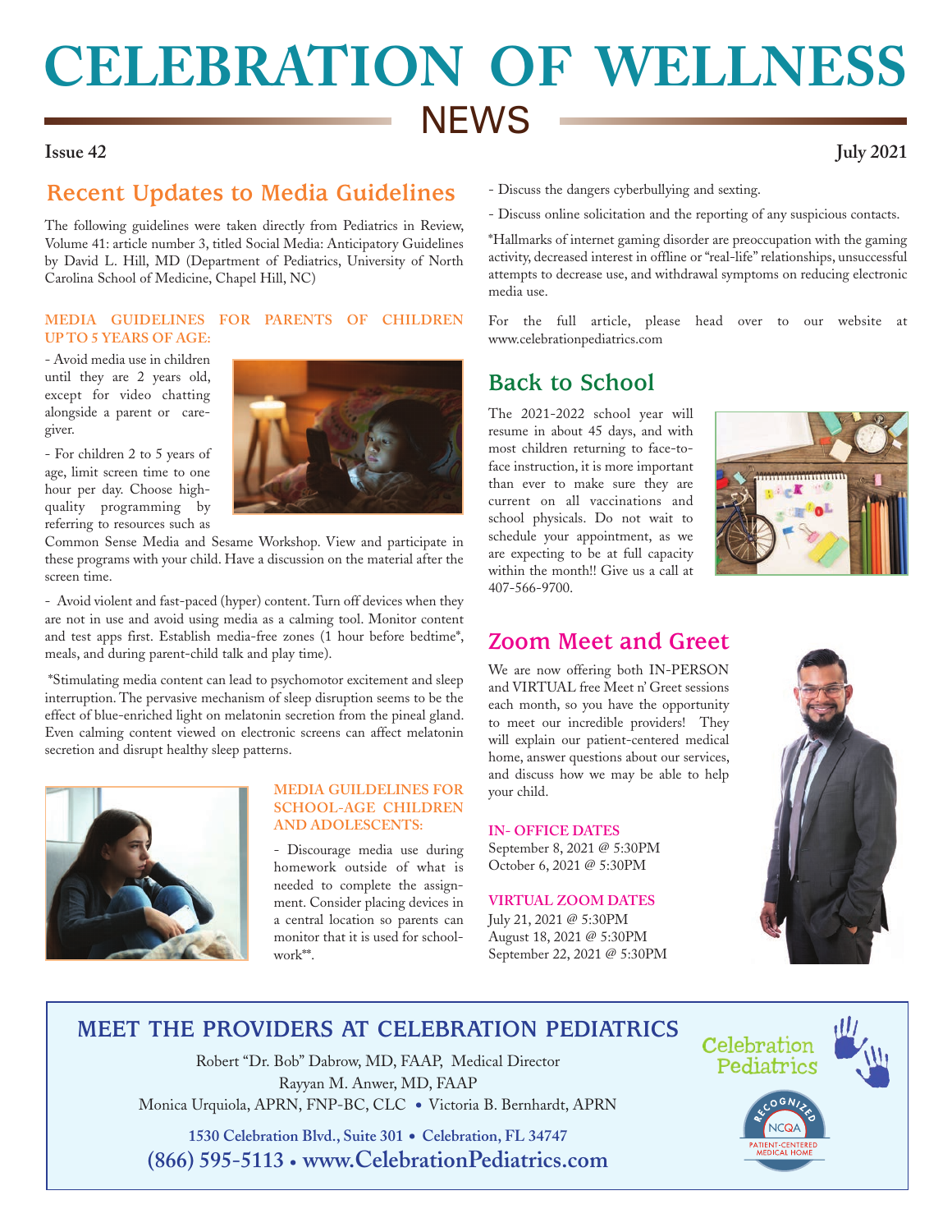# CELEBRATION OF WELLNESS NEWS

**Issue 42** **July 2021**

## Recent Updates to Media Guidelines

The following guidelines were taken directly from Pediatrics in Review, Volume 41: article number 3, titled Social Media: Anticipatory Guidelines by David L. Hill, MD (Department of Pediatrics, University of North Carolina School of Medicine, Chapel Hill, NC)

### MEDIA GUIDELINES FOR PARENTS OF CHILDREN UP TO 5 YEARS OF AGE:

- Avoid media use in children until they are 2 years old, except for video chatting alongside a parent or caregiver.

- For children 2 to 5 years of age, limit screen time to one hour per day. Choose high-quality programming by referring to resources such as Common Sense Media and Sesame Workshop. View and participate in these programs with your child. Have a discussion on the material after the screen time.

- Avoid violent and fast-paced (hyper) content. Turn off devices when they are not in use and avoid using media as a calming tool. Monitor content and test apps first. Establish media-free zones (1 hour before bedtime*, meals, and during parent-child talk and play time).

*Stimulating media content can lead to psychomotor excitement and sleep interruption. The pervasive mechanism of sleep disruption seems to be the effect of blue-enriched light on melatonin secretion from the pineal gland. Even calming content viewed on electronic screens can affect melatonin secretion and disrupt healthy sleep patterns.

### MEDIA GUILDELINES FOR SCHOOL-AGE CHILDREN AND ADOLESCENTS:

- Discourage media use during homework outside of what is needed to complete the assignment. Consider placing devices in a central location so parents can monitor that it is used for schoolwork**.

- Discuss the dangers cyberbullying and sexting.

- Discuss online solicitation and the reporting of any suspicious contacts.

*Hallmarks of internet gaming disorder are preoccupation with the gaming activity, decreased interest in offline or "real-life" relationships, unsuccessful attempts to decrease use, and withdrawal symptoms on reducing electronic media use.

For the full article, please head over to our website at www.celebrationpediatrics.com

## Back to School

The 2021-2022 school year will resume in about 45 days, and with most children returning to face-to-face instruction, it is more important than ever to make sure they are current on all vaccinations and school physicals. Do not wait to schedule your appointment, as we are expecting to be at full capacity within the month!! Give us a call at 407-566-9700.

## Zoom Meet and Greet

We are now offering both IN-PERSON and VIRTUAL free Meet n' Greet sessions each month, so you have the opportunity to meet our incredible providers! They will explain our patient-centered medical home, answer questions about our services, and discuss how we may be able to help your child.

**IN- OFFICE DATES**

September 8, 2021 @ 5:30PM
October 6, 2021 @ 5:30PM

**VIRTUAL ZOOM DATES**

July 21, 2021 @ 5:30PM
August 18, 2021 @ 5:30PM
September 22, 2021 @ 5:30PM

## MEET THE PROVIDERS AT CELEBRATION PEDIATRICS

Robert "Dr. Bob" Dabrow, MD, FAAP, Medical Director
Rayyan M. Anwer, MD, FAAP
Monica Urquiola, APRN, FNP-BC, CLC • Victoria B. Bernhardt, APRN

**1530 Celebration Blvd., Suite 301 • Celebration, FL 34747**
**(866) 595-5113 • www.CelebrationPediatrics.com**

Celebration Pediatrics

RECOGNIZED NCQA PATIENT-CENTERED MEDICAL HOME